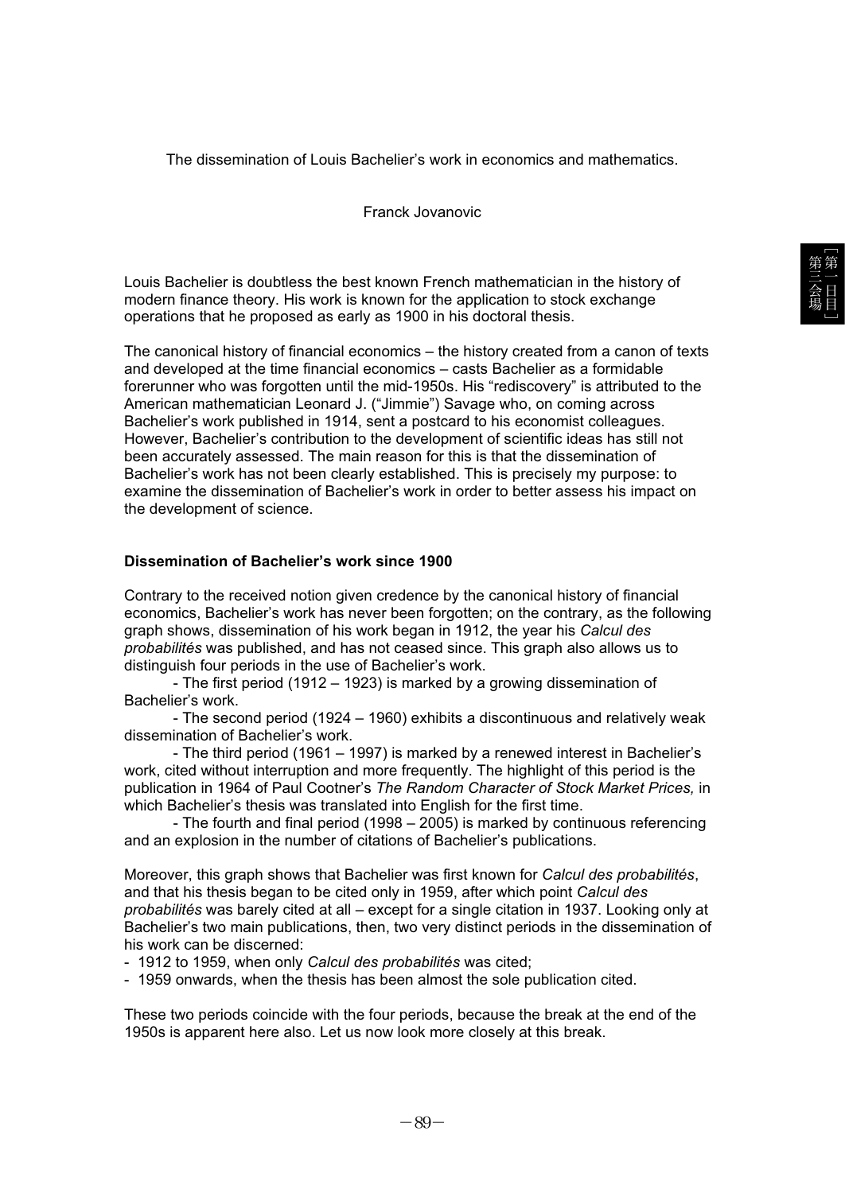The dissemination of Louis Bachelier's work in economics and mathematics.

Franck Jovanovic

Louis Bachelier is doubtless the best known French mathematician in the history of modern finance theory. His work is known for the application to stock exchange operations that he proposed as early as 1900 in his doctoral thesis.

The canonical history of financial economics – the history created from a canon of texts and developed at the time financial economics – casts Bachelier as a formidable forerunner who was forgotten until the mid-1950s. His "rediscovery" is attributed to the American mathematician Leonard J. ("Jimmie") Savage who, on coming across Bachelier's work published in 1914, sent a postcard to his economist colleagues. However, Bachelier's contribution to the development of scientific ideas has still not been accurately assessed. The main reason for this is that the dissemination of Bachelier's work has not been clearly established. This is precisely my purpose: to examine the dissemination of Bachelier's work in order to better assess his impact on the development of science.

**Dissemination of Bachelier's work since 1900**

Contrary to the received notion given credence by the canonical history of financial economics, Bachelier's work has never been forgotten; on the contrary, as the following graph shows, dissemination of his work began in 1912, the year his *Calcul des probabilités* was published, and has not ceased since. This graph also allows us to distinguish four periods in the use of Bachelier's work.

- The first period (1912 – 1923) is marked by a growing dissemination of Bachelier's work.
- The second period (1924 – 1960) exhibits a discontinuous and relatively weak dissemination of Bachelier's work.
- The third period (1961 – 1997) is marked by a renewed interest in Bachelier's work, cited without interruption and more frequently. The highlight of this period is the publication in 1964 of Paul Cootner's *The Random Character of Stock Market Prices,* in which Bachelier's thesis was translated into English for the first time.
- The fourth and final period (1998 – 2005) is marked by continuous referencing and an explosion in the number of citations of Bachelier's publications.

Moreover, this graph shows that Bachelier was first known for *Calcul des probabilités*, and that his thesis began to be cited only in 1959, after which point *Calcul des probabilités* was barely cited at all – except for a single citation in 1937. Looking only at Bachelier's two main publications, then, two very distinct periods in the dissemination of his work can be discerned:

- 1912 to 1959, when only *Calcul des probabilités* was cited;
- 1959 onwards, when the thesis has been almost the sole publication cited.

These two periods coincide with the four periods, because the break at the end of the 1950s is apparent here also. Let us now look more closely at this break.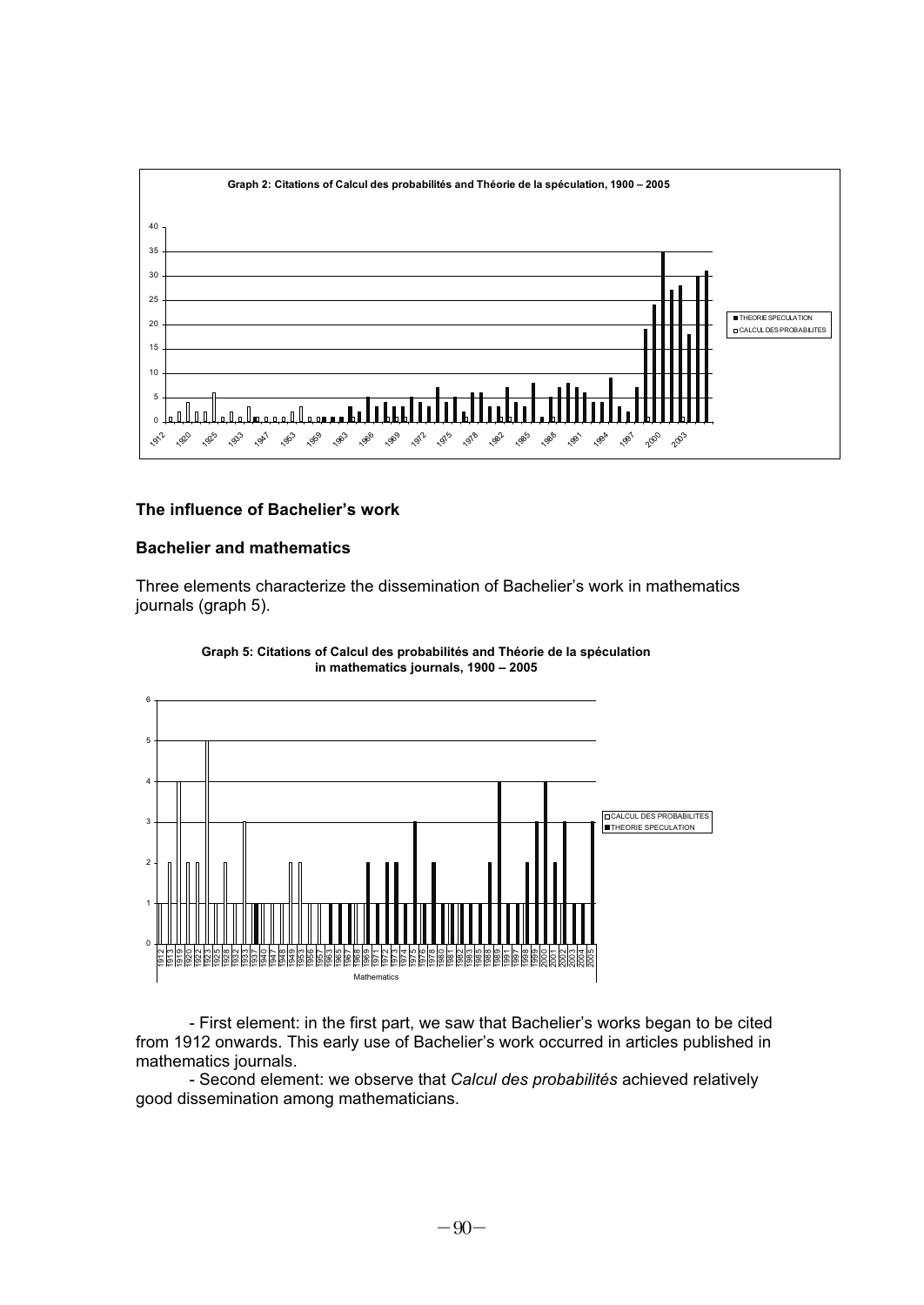Graph 2: Citations of Calcul des probabilités and Théorie de la spéculation, 1900 – 2005

## The influence of Bachelier's work

### Bachelier and mathematics

Three elements characterize the dissemination of Bachelier's work in mathematics journals (graph 5).

Graph 5: Citations of Calcul des probabilités and Théorie de la spéculation in mathematics journals, 1900 – 2005

- First element: in the first part, we saw that Bachelier's works began to be cited from 1912 onwards. This early use of Bachelier's work occurred in articles published in mathematics journals.

- Second element: we observe that *Calcul des probabilités* achieved relatively good dissemination among mathematicians.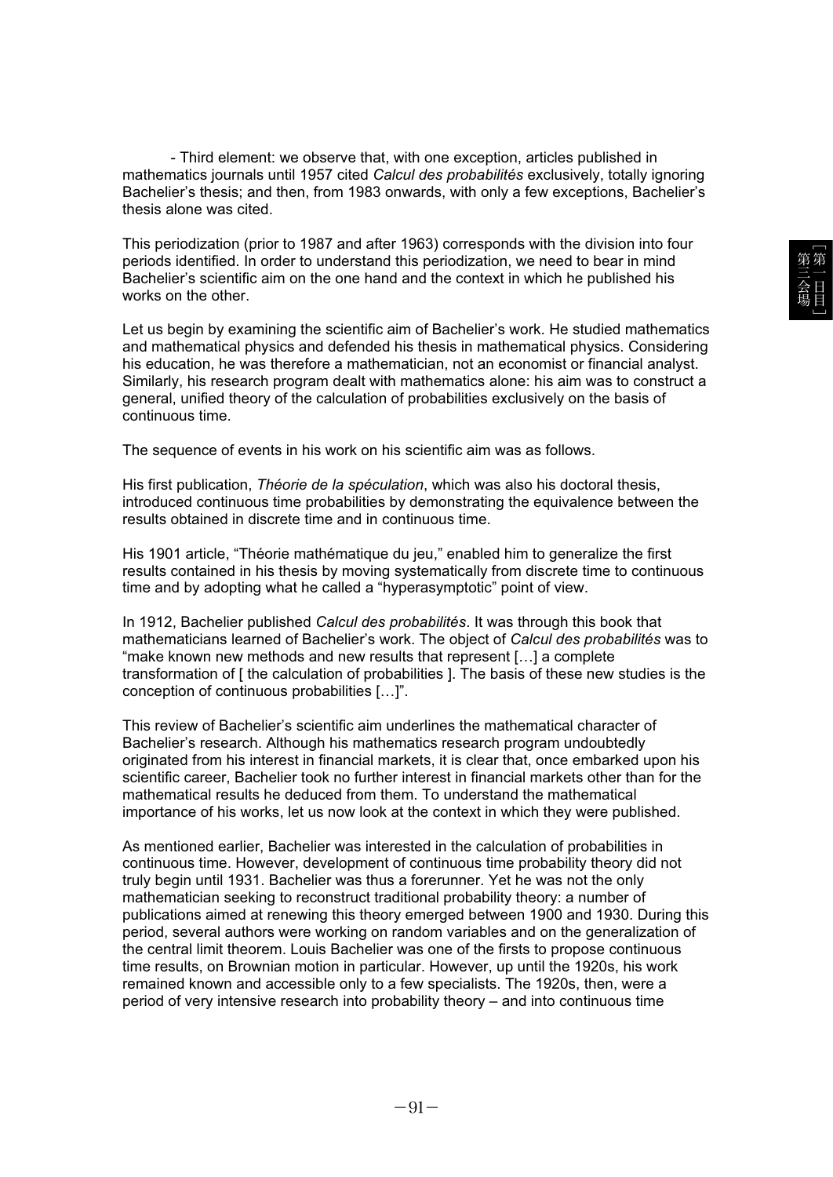- Third element: we observe that, with one exception, articles published in mathematics journals until 1957 cited *Calcul des probabilités* exclusively, totally ignoring Bachelier's thesis; and then, from 1983 onwards, with only a few exceptions, Bachelier's thesis alone was cited.

This periodization (prior to 1987 and after 1963) corresponds with the division into four periods identified. In order to understand this periodization, we need to bear in mind Bachelier's scientific aim on the one hand and the context in which he published his works on the other.

Let us begin by examining the scientific aim of Bachelier's work. He studied mathematics and mathematical physics and defended his thesis in mathematical physics. Considering his education, he was therefore a mathematician, not an economist or financial analyst. Similarly, his research program dealt with mathematics alone: his aim was to construct a general, unified theory of the calculation of probabilities exclusively on the basis of continuous time.

The sequence of events in his work on his scientific aim was as follows.

His first publication, *Théorie de la spéculation*, which was also his doctoral thesis, introduced continuous time probabilities by demonstrating the equivalence between the results obtained in discrete time and in continuous time.

His 1901 article, "Théorie mathématique du jeu," enabled him to generalize the first results contained in his thesis by moving systematically from discrete time to continuous time and by adopting what he called a "hyperasymptotic" point of view.

In 1912, Bachelier published *Calcul des probabilités*. It was through this book that mathematicians learned of Bachelier's work. The object of *Calcul des probabilités* was to "make known new methods and new results that represent […] a complete transformation of [ the calculation of probabilities ]. The basis of these new studies is the conception of continuous probabilities […]".

This review of Bachelier's scientific aim underlines the mathematical character of Bachelier's research. Although his mathematics research program undoubtedly originated from his interest in financial markets, it is clear that, once embarked upon his scientific career, Bachelier took no further interest in financial markets other than for the mathematical results he deduced from them. To understand the mathematical importance of his works, let us now look at the context in which they were published.

As mentioned earlier, Bachelier was interested in the calculation of probabilities in continuous time. However, development of continuous time probability theory did not truly begin until 1931. Bachelier was thus a forerunner. Yet he was not the only mathematician seeking to reconstruct traditional probability theory: a number of publications aimed at renewing this theory emerged between 1900 and 1930. During this period, several authors were working on random variables and on the generalization of the central limit theorem. Louis Bachelier was one of the firsts to propose continuous time results, on Brownian motion in particular. However, up until the 1920s, his work remained known and accessible only to a few specialists. The 1920s, then, were a period of very intensive research into probability theory – and into continuous time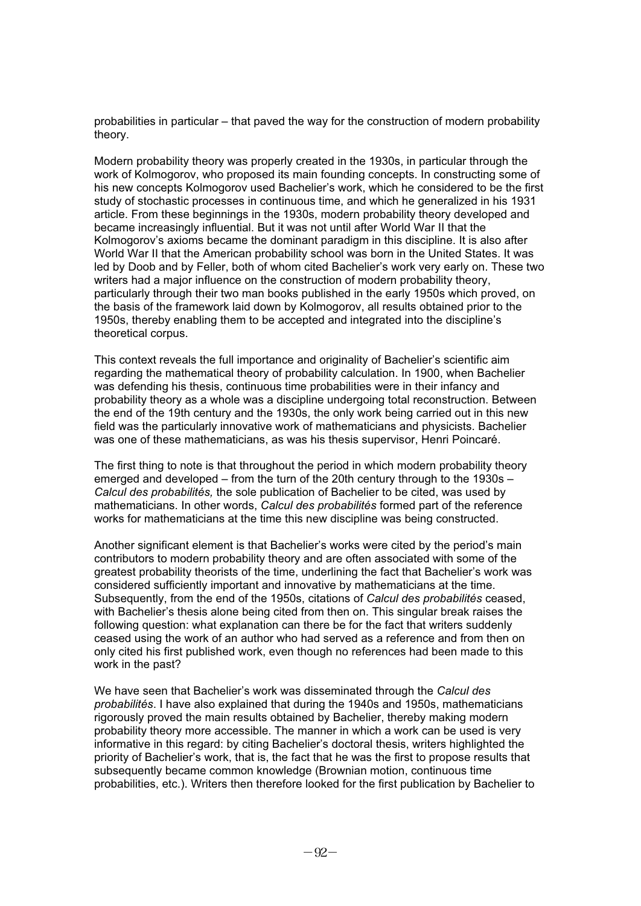probabilities in particular – that paved the way for the construction of modern probability theory.

Modern probability theory was properly created in the 1930s, in particular through the work of Kolmogorov, who proposed its main founding concepts. In constructing some of his new concepts Kolmogorov used Bachelier's work, which he considered to be the first study of stochastic processes in continuous time, and which he generalized in his 1931 article. From these beginnings in the 1930s, modern probability theory developed and became increasingly influential. But it was not until after World War II that the Kolmogorov's axioms became the dominant paradigm in this discipline. It is also after World War II that the American probability school was born in the United States. It was led by Doob and by Feller, both of whom cited Bachelier's work very early on. These two writers had a major influence on the construction of modern probability theory, particularly through their two man books published in the early 1950s which proved, on the basis of the framework laid down by Kolmogorov, all results obtained prior to the 1950s, thereby enabling them to be accepted and integrated into the discipline's theoretical corpus.

This context reveals the full importance and originality of Bachelier's scientific aim regarding the mathematical theory of probability calculation. In 1900, when Bachelier was defending his thesis, continuous time probabilities were in their infancy and probability theory as a whole was a discipline undergoing total reconstruction. Between the end of the 19th century and the 1930s, the only work being carried out in this new field was the particularly innovative work of mathematicians and physicists. Bachelier was one of these mathematicians, as was his thesis supervisor, Henri Poincaré.

The first thing to note is that throughout the period in which modern probability theory emerged and developed – from the turn of the 20th century through to the 1930s – *Calcul des probabilités,* the sole publication of Bachelier to be cited, was used by mathematicians. In other words, *Calcul des probabilités* formed part of the reference works for mathematicians at the time this new discipline was being constructed.

Another significant element is that Bachelier's works were cited by the period's main contributors to modern probability theory and are often associated with some of the greatest probability theorists of the time, underlining the fact that Bachelier's work was considered sufficiently important and innovative by mathematicians at the time. Subsequently, from the end of the 1950s, citations of *Calcul des probabilités* ceased, with Bachelier's thesis alone being cited from then on. This singular break raises the following question: what explanation can there be for the fact that writers suddenly ceased using the work of an author who had served as a reference and from then on only cited his first published work, even though no references had been made to this work in the past?

We have seen that Bachelier's work was disseminated through the *Calcul des probabilités*. I have also explained that during the 1940s and 1950s, mathematicians rigorously proved the main results obtained by Bachelier, thereby making modern probability theory more accessible. The manner in which a work can be used is very informative in this regard: by citing Bachelier's doctoral thesis, writers highlighted the priority of Bachelier's work, that is, the fact that he was the first to propose results that subsequently became common knowledge (Brownian motion, continuous time probabilities, etc.). Writers then therefore looked for the first publication by Bachelier to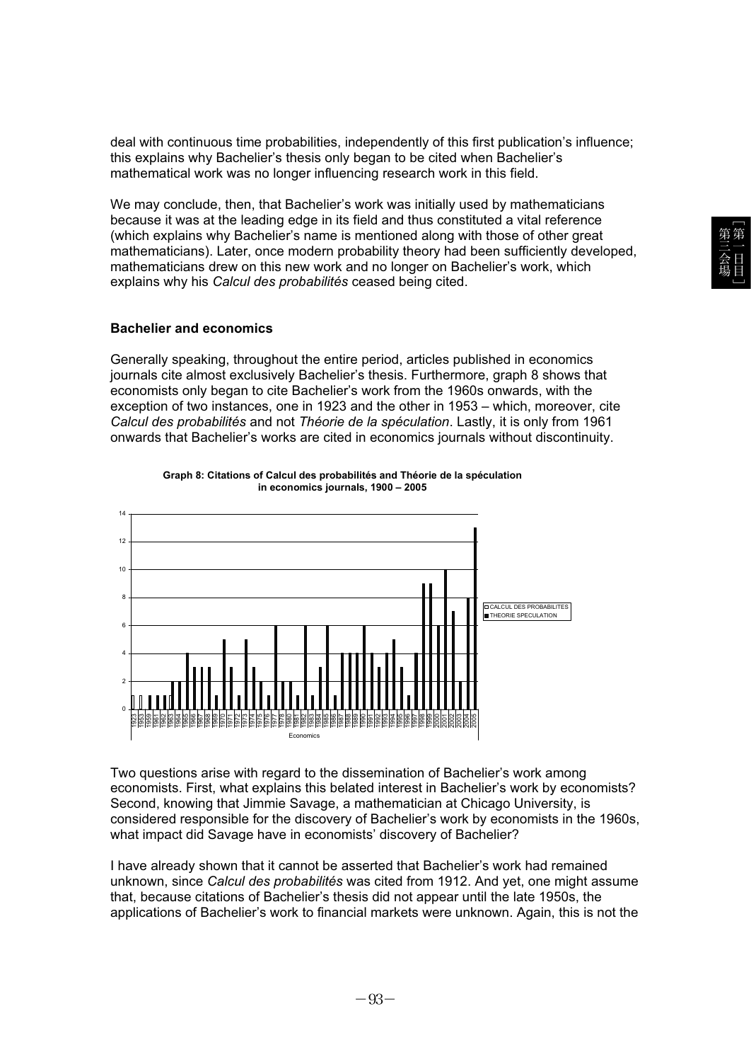deal with continuous time probabilities, independently of this first publication's influence; this explains why Bachelier's thesis only began to be cited when Bachelier's mathematical work was no longer influencing research work in this field.

We may conclude, then, that Bachelier's work was initially used by mathematicians because it was at the leading edge in its field and thus constituted a vital reference (which explains why Bachelier's name is mentioned along with those of other great mathematicians). Later, once modern probability theory had been sufficiently developed, mathematicians drew on this new work and no longer on Bachelier's work, which explains why his *Calcul des probabilités* ceased being cited.

### Bachelier and economics

Generally speaking, throughout the entire period, articles published in economics journals cite almost exclusively Bachelier's thesis. Furthermore, graph 8 shows that economists only began to cite Bachelier's work from the 1960s onwards, with the exception of two instances, one in 1923 and the other in 1953 – which, moreover, cite *Calcul des probabilités* and not *Théorie de la spéculation*. Lastly, it is only from 1961 onwards that Bachelier's works are cited in economics journals without discontinuity.

**Graph 8: Citations of Calcul des probabilités and Théorie de la spéculation in economics journals, 1900 – 2005**

Two questions arise with regard to the dissemination of Bachelier's work among economists. First, what explains this belated interest in Bachelier's work by economists? Second, knowing that Jimmie Savage, a mathematician at Chicago University, is considered responsible for the discovery of Bachelier's work by economists in the 1960s, what impact did Savage have in economists' discovery of Bachelier?

I have already shown that it cannot be asserted that Bachelier's work had remained unknown, since *Calcul des probabilités* was cited from 1912. And yet, one might assume that, because citations of Bachelier's thesis did not appear until the late 1950s, the applications of Bachelier's work to financial markets were unknown. Again, this is not the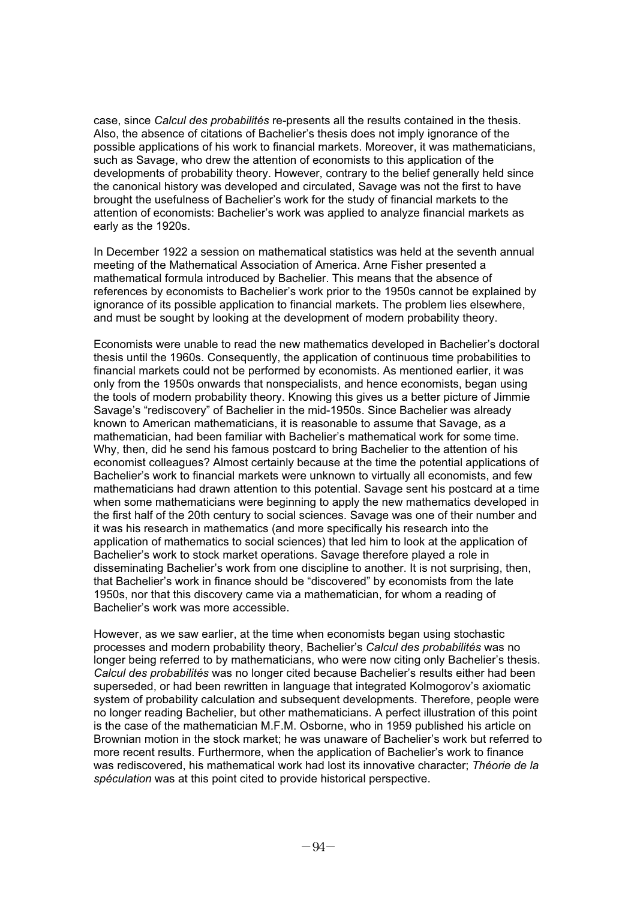case, since *Calcul des probabilités* re-presents all the results contained in the thesis. Also, the absence of citations of Bachelier's thesis does not imply ignorance of the possible applications of his work to financial markets. Moreover, it was mathematicians, such as Savage, who drew the attention of economists to this application of the developments of probability theory. However, contrary to the belief generally held since the canonical history was developed and circulated, Savage was not the first to have brought the usefulness of Bachelier's work for the study of financial markets to the attention of economists: Bachelier's work was applied to analyze financial markets as early as the 1920s.

In December 1922 a session on mathematical statistics was held at the seventh annual meeting of the Mathematical Association of America. Arne Fisher presented a mathematical formula introduced by Bachelier. This means that the absence of references by economists to Bachelier's work prior to the 1950s cannot be explained by ignorance of its possible application to financial markets. The problem lies elsewhere, and must be sought by looking at the development of modern probability theory.

Economists were unable to read the new mathematics developed in Bachelier's doctoral thesis until the 1960s. Consequently, the application of continuous time probabilities to financial markets could not be performed by economists. As mentioned earlier, it was only from the 1950s onwards that nonspecialists, and hence economists, began using the tools of modern probability theory. Knowing this gives us a better picture of Jimmie Savage's "rediscovery" of Bachelier in the mid-1950s. Since Bachelier was already known to American mathematicians, it is reasonable to assume that Savage, as a mathematician, had been familiar with Bachelier's mathematical work for some time. Why, then, did he send his famous postcard to bring Bachelier to the attention of his economist colleagues? Almost certainly because at the time the potential applications of Bachelier's work to financial markets were unknown to virtually all economists, and few mathematicians had drawn attention to this potential. Savage sent his postcard at a time when some mathematicians were beginning to apply the new mathematics developed in the first half of the 20th century to social sciences. Savage was one of their number and it was his research in mathematics (and more specifically his research into the application of mathematics to social sciences) that led him to look at the application of Bachelier's work to stock market operations. Savage therefore played a role in disseminating Bachelier's work from one discipline to another. It is not surprising, then, that Bachelier's work in finance should be "discovered" by economists from the late 1950s, nor that this discovery came via a mathematician, for whom a reading of Bachelier's work was more accessible.

However, as we saw earlier, at the time when economists began using stochastic processes and modern probability theory, Bachelier's *Calcul des probabilités* was no longer being referred to by mathematicians, who were now citing only Bachelier's thesis. *Calcul des probabilités* was no longer cited because Bachelier's results either had been superseded, or had been rewritten in language that integrated Kolmogorov's axiomatic system of probability calculation and subsequent developments. Therefore, people were no longer reading Bachelier, but other mathematicians. A perfect illustration of this point is the case of the mathematician M.F.M. Osborne, who in 1959 published his article on Brownian motion in the stock market; he was unaware of Bachelier's work but referred to more recent results. Furthermore, when the application of Bachelier's work to finance was rediscovered, his mathematical work had lost its innovative character; *Théorie de la spéculation* was at this point cited to provide historical perspective.